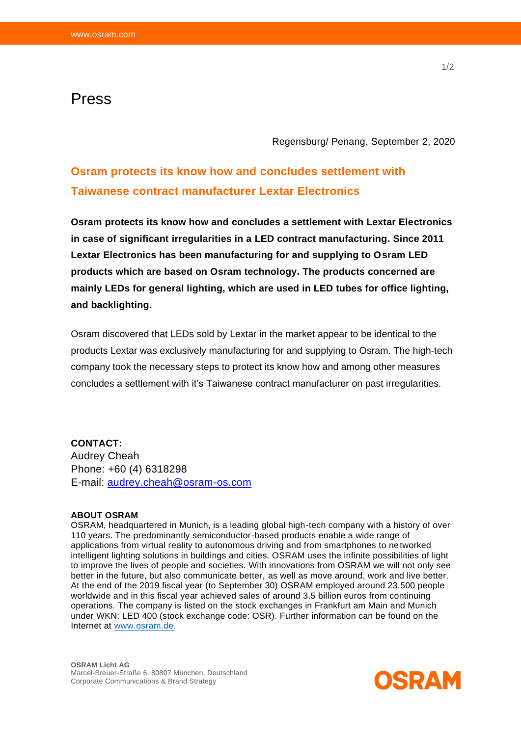# Press

Regensburg/ Penang, September 2, 2020

## Osram protects its know how and concludes settlement with Taiwanese contract manufacturer Lextar Electronics

**Osram protects its know how and concludes a settlement with Lextar Electronics in case of significant irregularities in a LED contract manufacturing. Since 2011 Lextar Electronics has been manufacturing for and supplying to Osram LED products which are based on Osram technology. The products concerned are mainly LEDs for general lighting, which are used in LED tubes for office lighting, and backlighting.**

Osram discovered that LEDs sold by Lextar in the market appear to be identical to the products Lextar was exclusively manufacturing for and supplying to Osram. The high-tech company took the necessary steps to protect its know how and among other measures concludes a settlement with it's Taiwanese contract manufacturer on past irregularities.

**CONTACT:**
Audrey Cheah
Phone: +60 (4) 6318298
E-mail: audrey.cheah@osram-os.com

**ABOUT OSRAM**
OSRAM, headquartered in Munich, is a leading global high-tech company with a history of over 110 years. The predominantly semiconductor-based products enable a wide range of applications from virtual reality to autonomous driving and from smartphones to networked intelligent lighting solutions in buildings and cities. OSRAM uses the infinite possibilities of light to improve the lives of people and societies. With innovations from OSRAM we will not only see better in the future, but also communicate better, as well as move around, work and live better. At the end of the 2019 fiscal year (to September 30) OSRAM employed around 23,500 people worldwide and in this fiscal year achieved sales of around 3.5 billion euros from continuing operations. The company is listed on the stock exchanges in Frankfurt am Main and Munich under WKN: LED 400 (stock exchange code: OSR). Further information can be found on the Internet at www.osram.de.

**OSRAM Licht AG**
Marcel-Breuer-Straße 6, 80807 München, Deutschland
Corporate Communications & Brand Strategy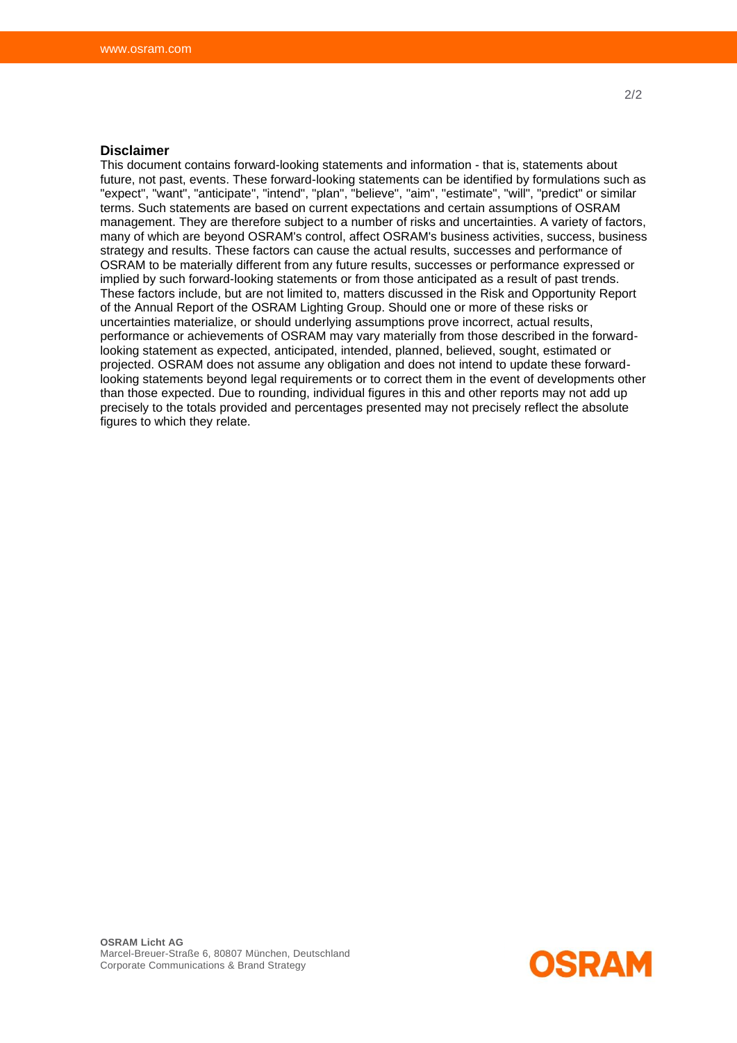**Disclaimer**

This document contains forward-looking statements and information - that is, statements about future, not past, events. These forward-looking statements can be identified by formulations such as "expect", "want", "anticipate", "intend", "plan", "believe", "aim", "estimate", "will", "predict" or similar terms. Such statements are based on current expectations and certain assumptions of OSRAM management. They are therefore subject to a number of risks and uncertainties. A variety of factors, many of which are beyond OSRAM's control, affect OSRAM's business activities, success, business strategy and results. These factors can cause the actual results, successes and performance of OSRAM to be materially different from any future results, successes or performance expressed or implied by such forward-looking statements or from those anticipated as a result of past trends. These factors include, but are not limited to, matters discussed in the Risk and Opportunity Report of the Annual Report of the OSRAM Lighting Group. Should one or more of these risks or uncertainties materialize, or should underlying assumptions prove incorrect, actual results, performance or achievements of OSRAM may vary materially from those described in the forward-looking statement as expected, anticipated, intended, planned, believed, sought, estimated or projected. OSRAM does not assume any obligation and does not intend to update these forward-looking statements beyond legal requirements or to correct them in the event of developments other than those expected. Due to rounding, individual figures in this and other reports may not add up precisely to the totals provided and percentages presented may not precisely reflect the absolute figures to which they relate.

**OSRAM Licht AG**
Marcel-Breuer-Straße 6, 80807 München, Deutschland
Corporate Communications & Brand Strategy